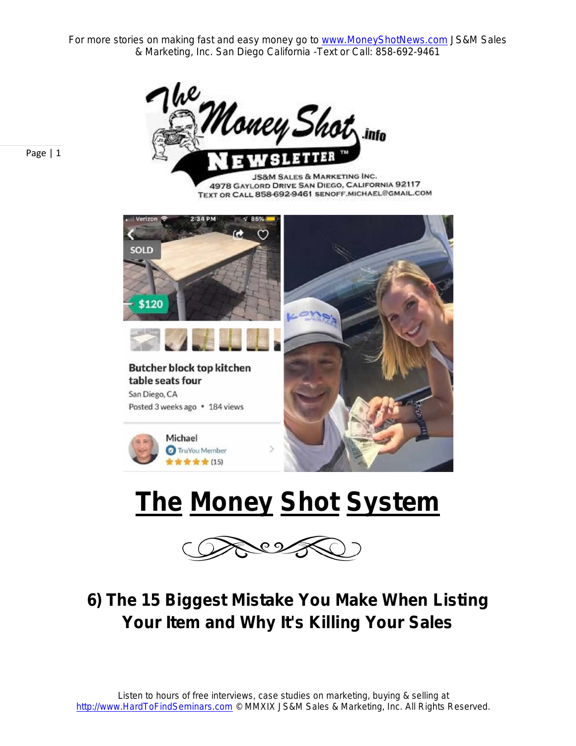# The Money Shot System

## 6) The 15 Biggest Mistake You Make When Listing Your Item and Why It's Killing Your Sales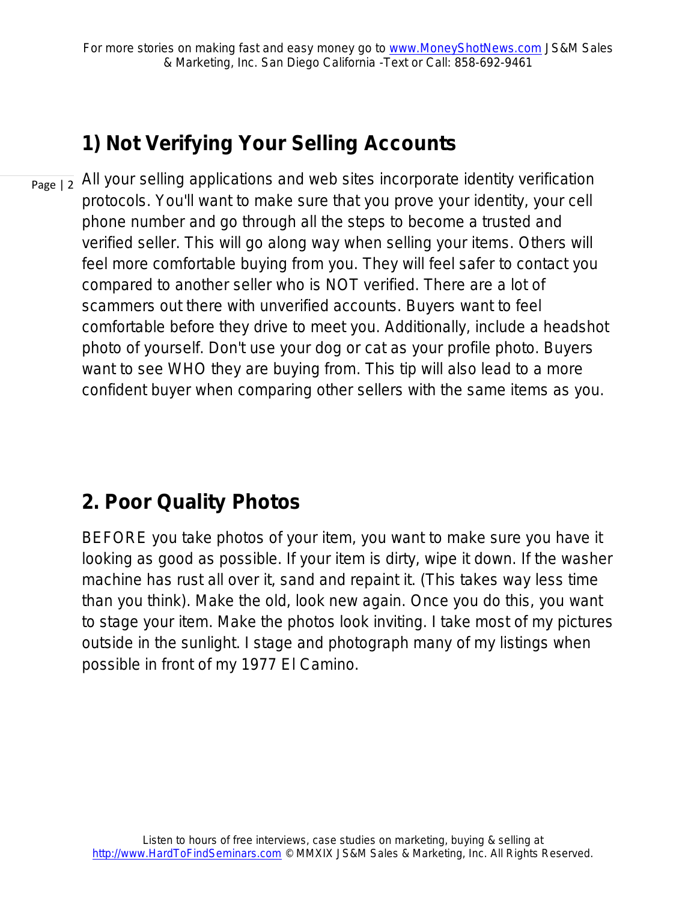## 1) Not Verifying Your Selling Accounts

All your selling applications and web sites incorporate identity verification protocols. You'll want to make sure that you prove your identity, your cell phone number and go through all the steps to become a trusted and verified seller. This will go along way when selling your items. Others will feel more comfortable buying from you. They will feel safer to contact you compared to another seller who is NOT verified. There are a lot of scammers out there with unverified accounts. Buyers want to feel comfortable before they drive to meet you. Additionally, include a headshot photo of yourself. Don't use your dog or cat as your profile photo. Buyers want to see WHO they are buying from. This tip will also lead to a more confident buyer when comparing other sellers with the same items as you.

## 2. Poor Quality Photos

BEFORE you take photos of your item, you want to make sure you have it looking as good as possible. If your item is dirty, wipe it down. If the washer machine has rust all over it, sand and repaint it. (This takes way less time than you think). Make the old, look new again. Once you do this, you want to stage your item. Make the photos look inviting. I take most of my pictures outside in the sunlight. I stage and photograph many of my listings when possible in front of my 1977 El Camino.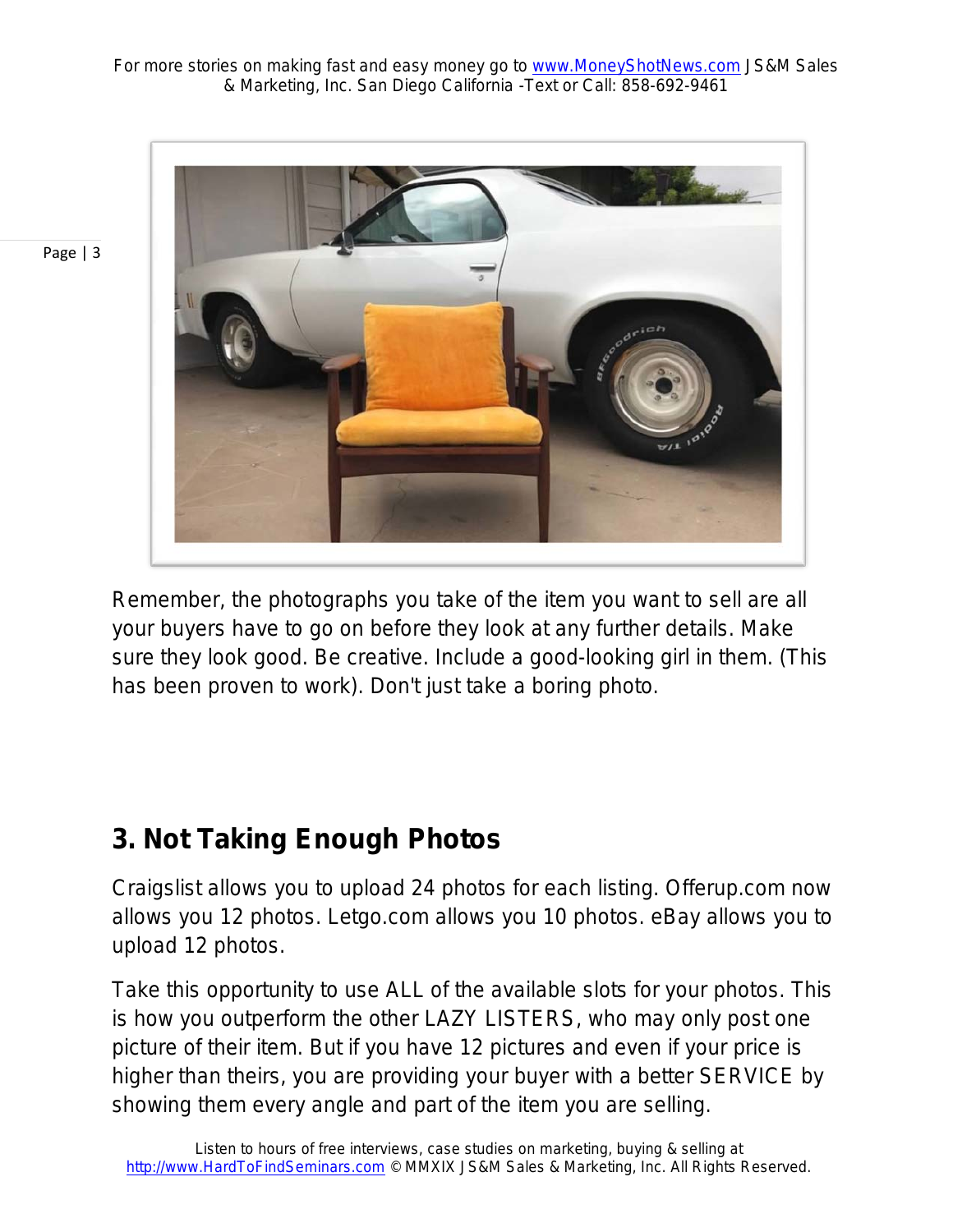Remember, the photographs you take of the item you want to sell are all your buyers have to go on before they look at any further details. Make sure they look good. Be creative. Include a good-looking girl in them. (This has been proven to work). Don't just take a boring photo.

## 3. Not Taking Enough Photos

Craigslist allows you to upload 24 photos for each listing. Offerup.com now allows you 12 photos. Letgo.com allows you 10 photos. eBay allows you to upload 12 photos.

Take this opportunity to use ALL of the available slots for your photos. This is how you outperform the other LAZY LISTERS, who may only post one picture of their item. But if you have 12 pictures and even if your price is higher than theirs, you are providing your buyer with a better SERVICE by showing them every angle and part of the item you are selling.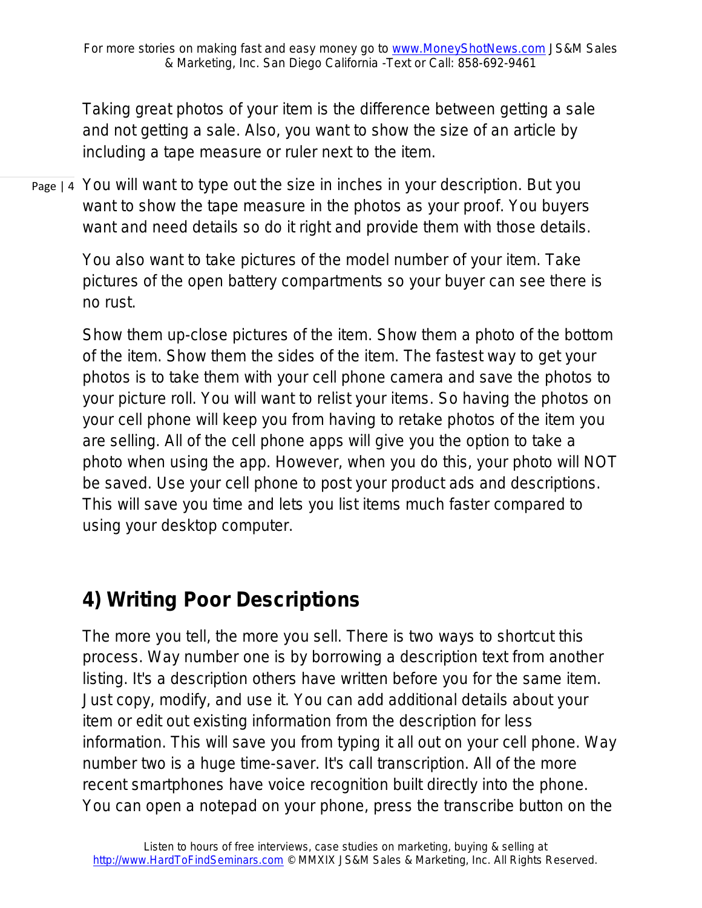Taking great photos of your item is the difference between getting a sale and not getting a sale. Also, you want to show the size of an article by including a tape measure or ruler next to the item.

You will want to type out the size in inches in your description. But you want to show the tape measure in the photos as your proof. You buyers want and need details so do it right and provide them with those details.

You also want to take pictures of the model number of your item. Take pictures of the open battery compartments so your buyer can see there is no rust.

Show them up-close pictures of the item. Show them a photo of the bottom of the item. Show them the sides of the item. The fastest way to get your photos is to take them with your cell phone camera and save the photos to your picture roll. You will want to relist your items. So having the photos on your cell phone will keep you from having to retake photos of the item you are selling. All of the cell phone apps will give you the option to take a photo when using the app. However, when you do this, your photo will NOT be saved. Use your cell phone to post your product ads and descriptions. This will save you time and lets you list items much faster compared to using your desktop computer.

## 4) Writing Poor Descriptions

The more you tell, the more you sell. There is two ways to shortcut this process. Way number one is by borrowing a description text from another listing. It's a description others have written before you for the same item. Just copy, modify, and use it. You can add additional details about your item or edit out existing information from the description for less information. This will save you from typing it all out on your cell phone. Way number two is a huge time-saver. It's call transcription. All of the more recent smartphones have voice recognition built directly into the phone. You can open a notepad on your phone, press the transcribe button on the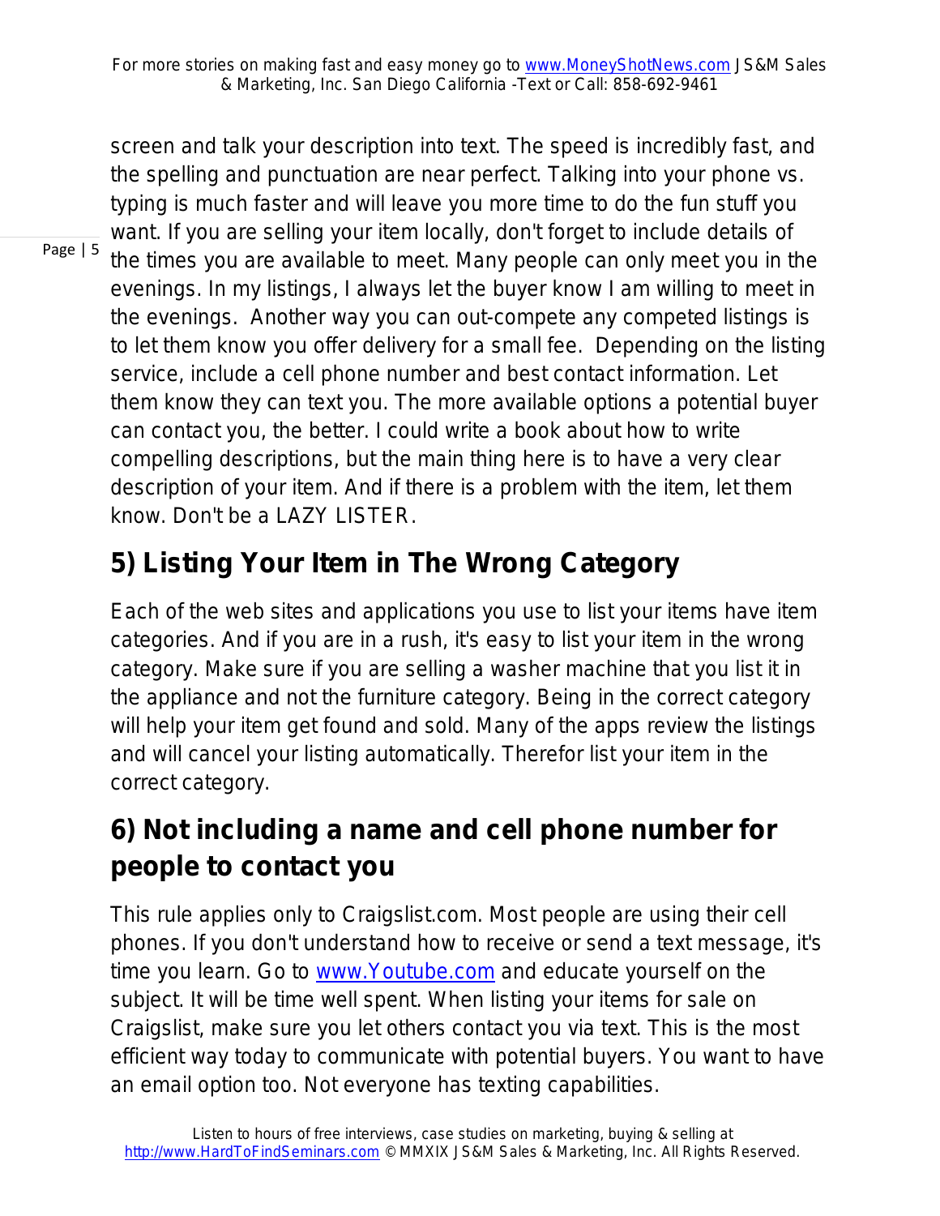screen and talk your description into text. The speed is incredibly fast, and the spelling and punctuation are near perfect. Talking into your phone vs. typing is much faster and will leave you more time to do the fun stuff you want. If you are selling your item locally, don't forget to include details of the times you are available to meet. Many people can only meet you in the evenings. In my listings, I always let the buyer know I am willing to meet in the evenings. Another way you can out-compete any competed listings is to let them know you offer delivery for a small fee. Depending on the listing service, include a cell phone number and best contact information. Let them know they can text you. The more available options a potential buyer can contact you, the better. I could write a book about how to write compelling descriptions, but the main thing here is to have a very clear description of your item. And if there is a problem with the item, let them know. Don't be a LAZY LISTER.

## 5) Listing Your Item in The Wrong Category

Each of the web sites and applications you use to list your items have item categories. And if you are in a rush, it's easy to list your item in the wrong category. Make sure if you are selling a washer machine that you list it in the appliance and not the furniture category. Being in the correct category will help your item get found and sold. Many of the apps review the listings and will cancel your listing automatically. Therefor list your item in the correct category.

## 6) Not including a name and cell phone number for people to contact you

This rule applies only to Craigslist.com. Most people are using their cell phones. If you don't understand how to receive or send a text message, it's time you learn. Go to www.Youtube.com and educate yourself on the subject. It will be time well spent. When listing your items for sale on Craigslist, make sure you let others contact you via text. This is the most efficient way today to communicate with potential buyers. You want to have an email option too. Not everyone has texting capabilities.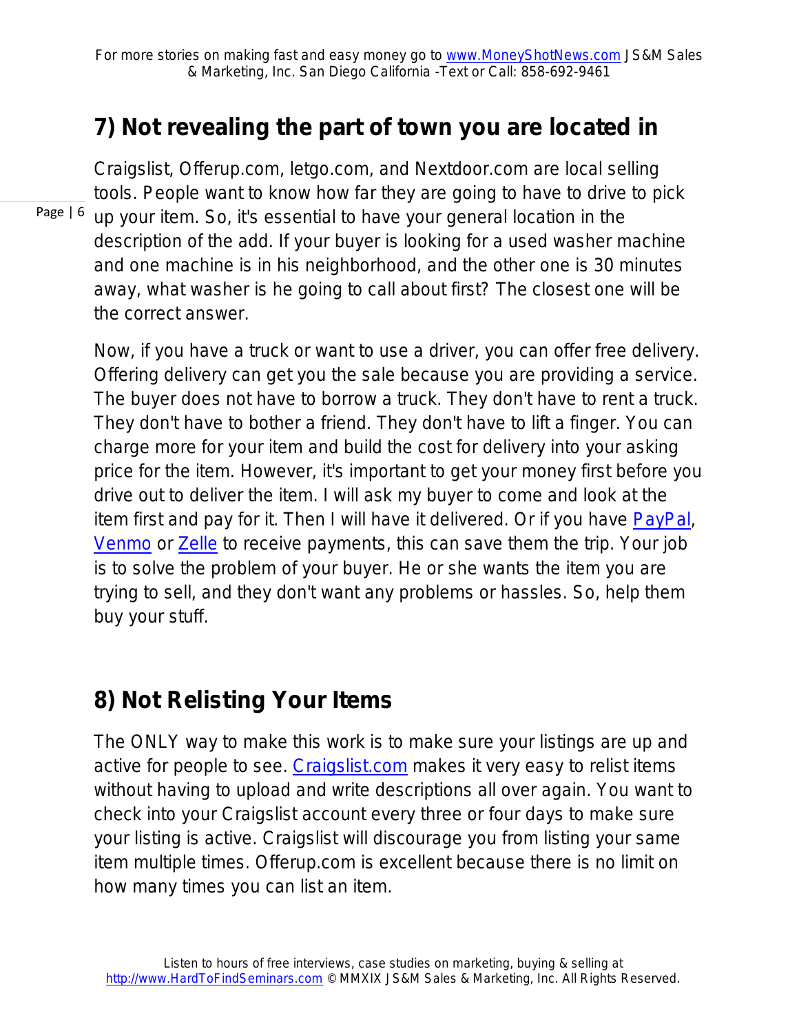## 7) Not revealing the part of town you are located in

Craigslist, Offerup.com, letgo.com, and Nextdoor.com are local selling tools. People want to know how far they are going to have to drive to pick up your item. So, it's essential to have your general location in the description of the add. If your buyer is looking for a used washer machine and one machine is in his neighborhood, and the other one is 30 minutes away, what washer is he going to call about first? The closest one will be the correct answer.

Now, if you have a truck or want to use a driver, you can offer free delivery. Offering delivery can get you the sale because you are providing a service. The buyer does not have to borrow a truck. They don't have to rent a truck. They don't have to bother a friend. They don't have to lift a finger. You can charge more for your item and build the cost for delivery into your asking price for the item. However, it's important to get your money first before you drive out to deliver the item. I will ask my buyer to come and look at the item first and pay for it. Then I will have it delivered. Or if you have PayPal, Venmo or Zelle to receive payments, this can save them the trip. Your job is to solve the problem of your buyer. He or she wants the item you are trying to sell, and they don't want any problems or hassles. So, help them buy your stuff.

## 8) Not Relisting Your Items

The ONLY way to make this work is to make sure your listings are up and active for people to see. Craigslist.com makes it very easy to relist items without having to upload and write descriptions all over again. You want to check into your Craigslist account every three or four days to make sure your listing is active. Craigslist will discourage you from listing your same item multiple times. Offerup.com is excellent because there is no limit on how many times you can list an item.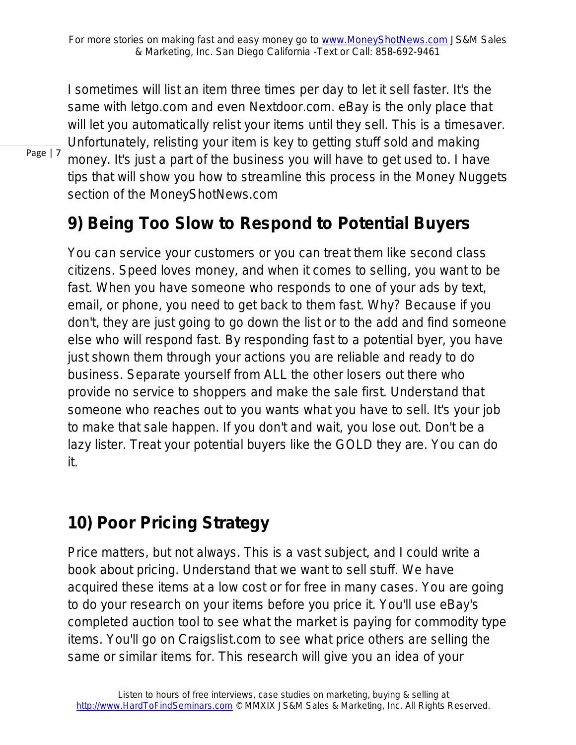I sometimes will list an item three times per day to let it sell faster. It's the same with letgo.com and even Nextdoor.com. eBay is the only place that will let you automatically relist your items until they sell. This is a timesaver. Unfortunately, relisting your item is key to getting stuff sold and making money. It's just a part of the business you will have to get used to. I have tips that will show you how to streamline this process in the Money Nuggets section of the MoneyShotNews.com

## 9) Being Too Slow to Respond to Potential Buyers

You can service your customers or you can treat them like second class citizens. Speed loves money, and when it comes to selling, you want to be fast. When you have someone who responds to one of your ads by text, email, or phone, you need to get back to them fast. Why? Because if you don't, they are just going to go down the list or to the add and find someone else who will respond fast. By responding fast to a potential byer, you have just shown them through your actions you are reliable and ready to do business. Separate yourself from ALL the other losers out there who provide no service to shoppers and make the sale first. Understand that someone who reaches out to you wants what you have to sell. It's your job to make that sale happen. If you don't and wait, you lose out. Don't be a lazy lister. Treat your potential buyers like the GOLD they are. You can do it.

## 10) Poor Pricing Strategy

Price matters, but not always. This is a vast subject, and I could write a book about pricing. Understand that we want to sell stuff. We have acquired these items at a low cost or for free in many cases. You are going to do your research on your items before you price it. You'll use eBay's completed auction tool to see what the market is paying for commodity type items. You'll go on Craigslist.com to see what price others are selling the same or similar items for. This research will give you an idea of your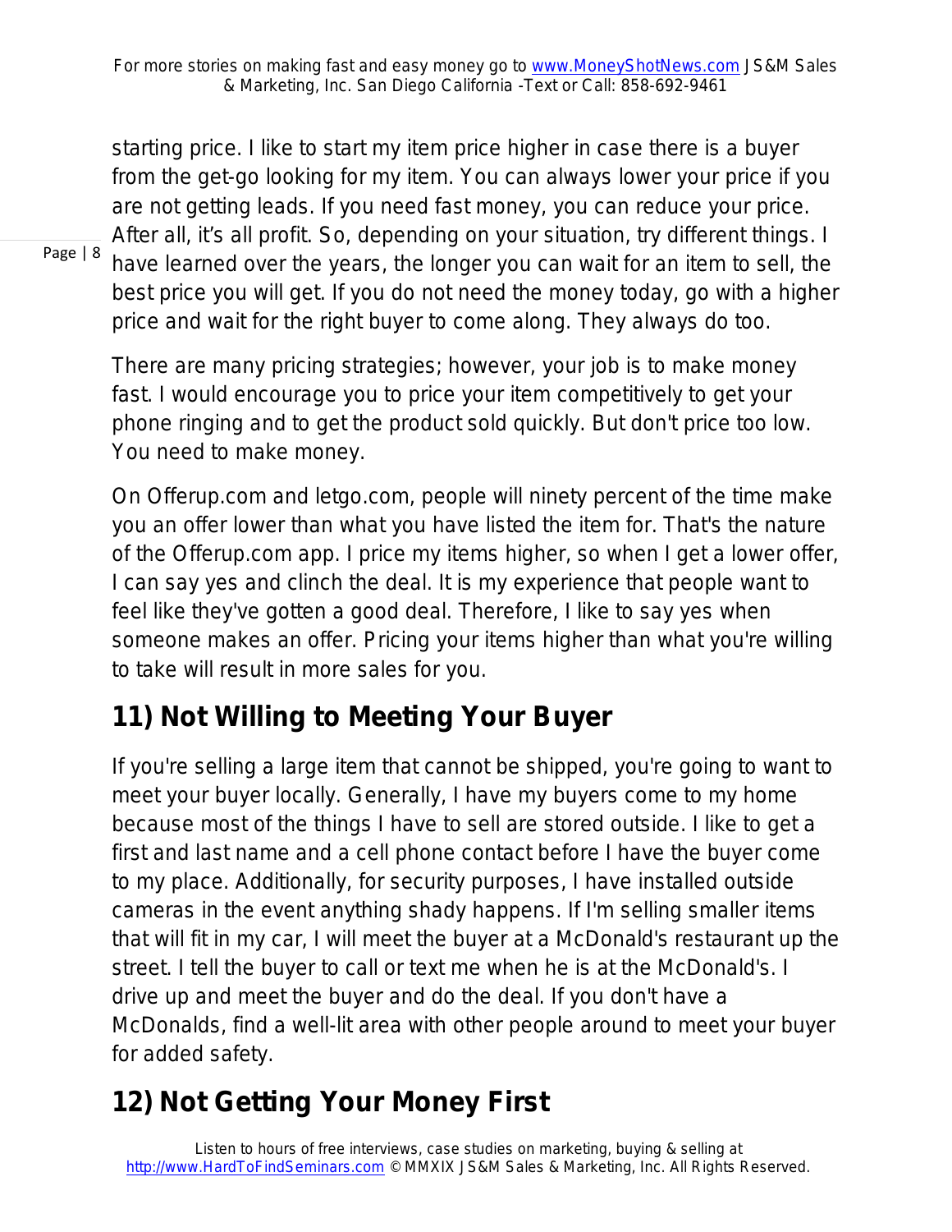starting price. I like to start my item price higher in case there is a buyer from the get-go looking for my item. You can always lower your price if you are not getting leads. If you need fast money, you can reduce your price. After all, it's all profit. So, depending on your situation, try different things. I have learned over the years, the longer you can wait for an item to sell, the best price you will get. If you do not need the money today, go with a higher price and wait for the right buyer to come along. They always do too.

There are many pricing strategies; however, your job is to make money fast. I would encourage you to price your item competitively to get your phone ringing and to get the product sold quickly. But don't price too low. You need to make money.

On Offerup.com and letgo.com, people will ninety percent of the time make you an offer lower than what you have listed the item for. That's the nature of the Offerup.com app. I price my items higher, so when I get a lower offer, I can say yes and clinch the deal. It is my experience that people want to feel like they've gotten a good deal. Therefore, I like to say yes when someone makes an offer. Pricing your items higher than what you're willing to take will result in more sales for you.

## 11) Not Willing to Meeting Your Buyer

If you're selling a large item that cannot be shipped, you're going to want to meet your buyer locally. Generally, I have my buyers come to my home because most of the things I have to sell are stored outside. I like to get a first and last name and a cell phone contact before I have the buyer come to my place. Additionally, for security purposes, I have installed outside cameras in the event anything shady happens. If I'm selling smaller items that will fit in my car, I will meet the buyer at a McDonald's restaurant up the street. I tell the buyer to call or text me when he is at the McDonald's. I drive up and meet the buyer and do the deal. If you don't have a McDonalds, find a well-lit area with other people around to meet your buyer for added safety.

## 12) Not Getting Your Money First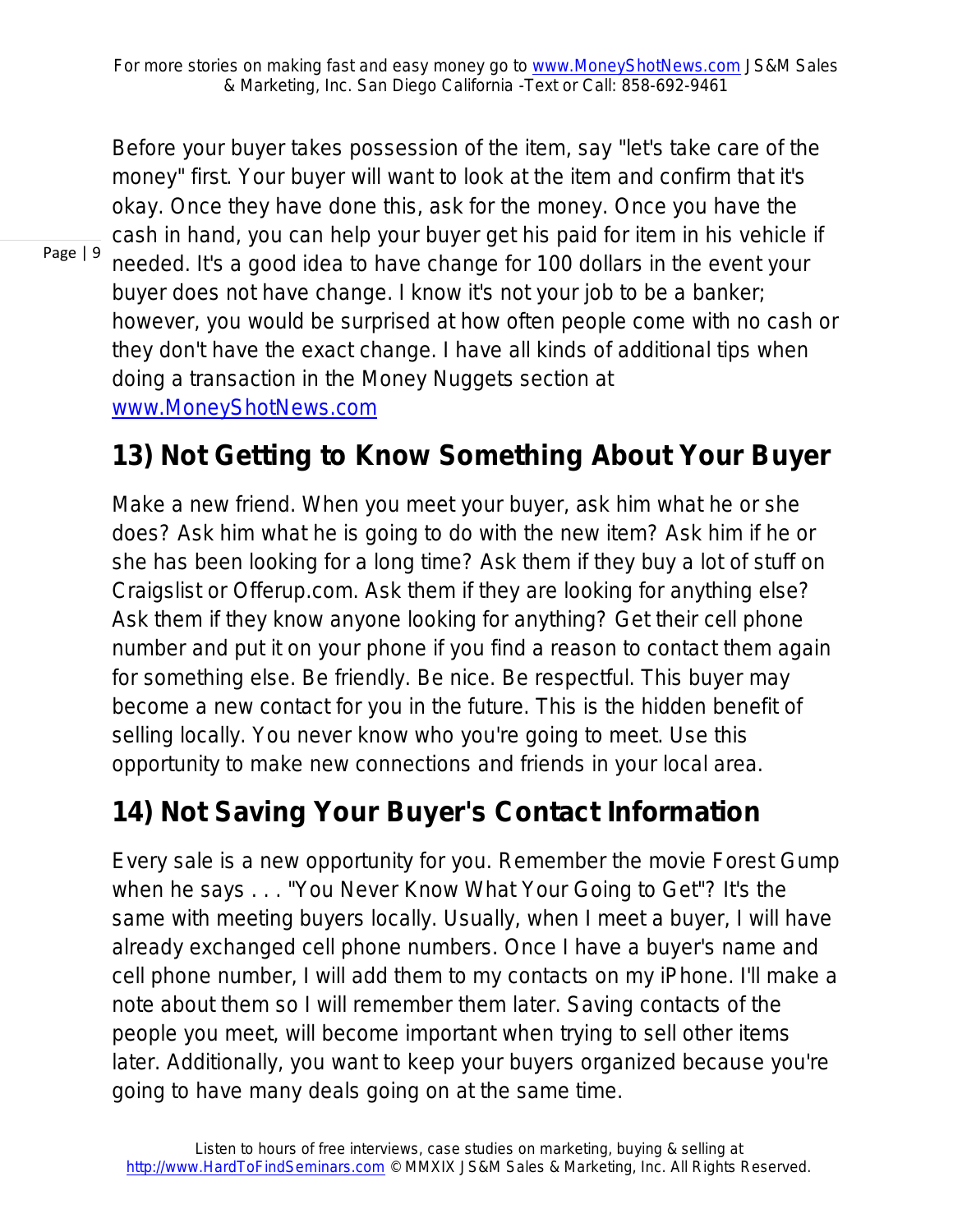Before your buyer takes possession of the item, say "let's take care of the money" first. Your buyer will want to look at the item and confirm that it's okay. Once they have done this, ask for the money. Once you have the cash in hand, you can help your buyer get his paid for item in his vehicle if needed. It's a good idea to have change for 100 dollars in the event your buyer does not have change. I know it's not your job to be a banker; however, you would be surprised at how often people come with no cash or they don't have the exact change. I have all kinds of additional tips when doing a transaction in the Money Nuggets section at [www.MoneyShotNews.com](http://www.MoneyShotNews.com)

## 13) Not Getting to Know Something About Your Buyer

Make a new friend. When you meet your buyer, ask him what he or she does? Ask him what he is going to do with the new item? Ask him if he or she has been looking for a long time? Ask them if they buy a lot of stuff on Craigslist or Offerup.com. Ask them if they are looking for anything else? Ask them if they know anyone looking for anything? Get their cell phone number and put it on your phone if you find a reason to contact them again for something else. Be friendly. Be nice. Be respectful. This buyer may become a new contact for you in the future. This is the hidden benefit of selling locally. You never know who you're going to meet. Use this opportunity to make new connections and friends in your local area.

## 14) Not Saving Your Buyer's Contact Information

Every sale is a new opportunity for you. Remember the movie Forest Gump when he says . . . "You Never Know What Your Going to Get"? It's the same with meeting buyers locally. Usually, when I meet a buyer, I will have already exchanged cell phone numbers. Once I have a buyer's name and cell phone number, I will add them to my contacts on my iPhone. I'll make a note about them so I will remember them later. Saving contacts of the people you meet, will become important when trying to sell other items later. Additionally, you want to keep your buyers organized because you're going to have many deals going on at the same time.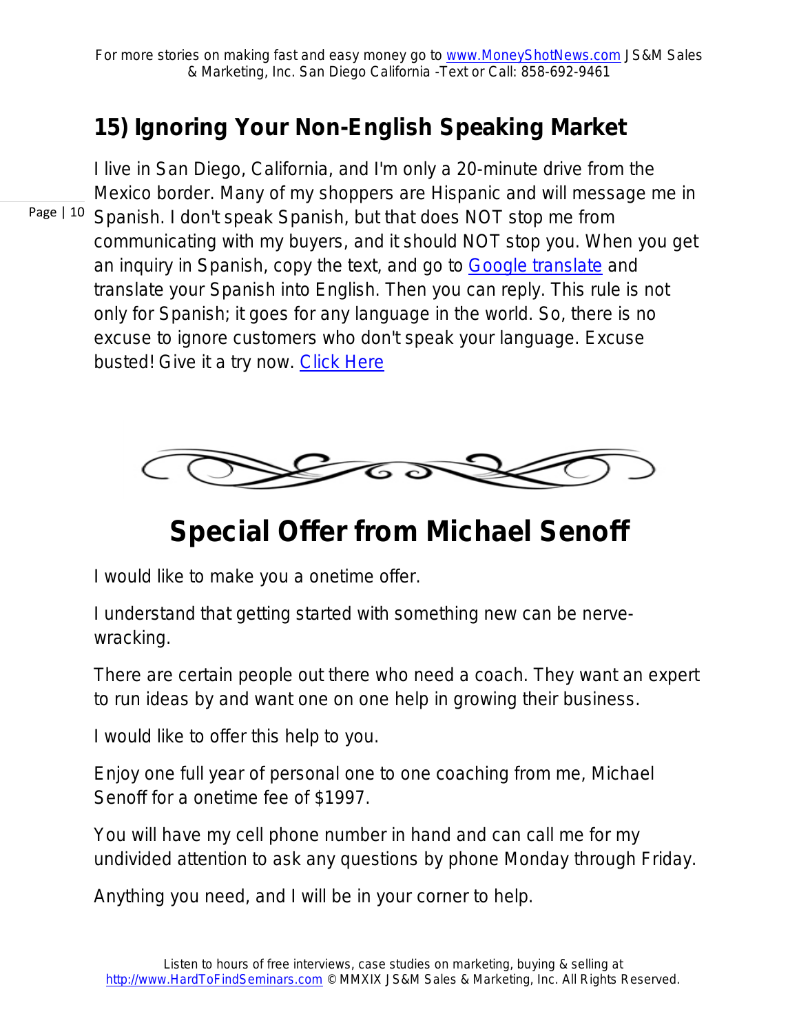## 15) Ignoring Your Non-English Speaking Market

I live in San Diego, California, and I'm only a 20-minute drive from the Mexico border. Many of my shoppers are Hispanic and will message me in Spanish. I don't speak Spanish, but that does NOT stop me from communicating with my buyers, and it should NOT stop you. When you get an inquiry in Spanish, copy the text, and go to Google translate and translate your Spanish into English. Then you can reply. This rule is not only for Spanish; it goes for any language in the world. So, there is no excuse to ignore customers who don't speak your language. Excuse busted! Give it a try now. Click Here

# Special Offer from Michael Senoff

I would like to make you a onetime offer.

I understand that getting started with something new can be nerve-wracking.

There are certain people out there who need a coach. They want an expert to run ideas by and want one on one help in growing their business.

I would like to offer this help to you.

Enjoy one full year of personal one to one coaching from me, Michael Senoff for a onetime fee of $1997.

You will have my cell phone number in hand and can call me for my undivided attention to ask any questions by phone Monday through Friday.

Anything you need, and I will be in your corner to help.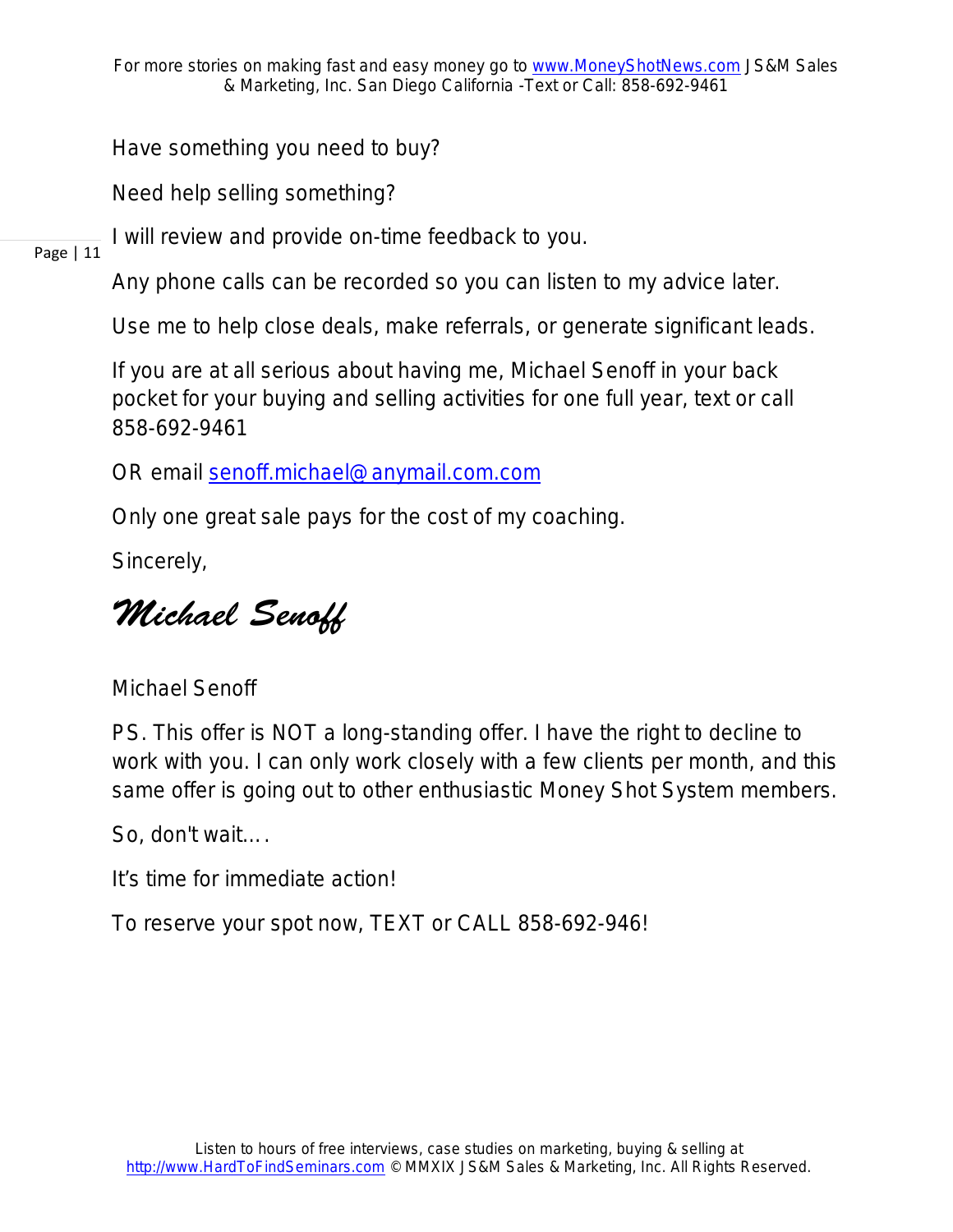Have something you need to buy?

Need help selling something?

I will review and provide on-time feedback to you.

Any phone calls can be recorded so you can listen to my advice later.

Use me to help close deals, make referrals, or generate significant leads.

If you are at all serious about having me, Michael Senoff in your back pocket for your buying and selling activities for one full year, text or call 858-692-9461

OR email [senoff.michael@anymail.com.com](mailto:senoff.michael@anymail.com.com)

Only one great sale pays for the cost of my coaching.

Sincerely,

*Michael Senoff*

Michael Senoff

PS. This offer is NOT a long-standing offer. I have the right to decline to work with you. I can only work closely with a few clients per month, and this same offer is going out to other enthusiastic Money Shot System members.

So, don't wait....

It's time for immediate action!

To reserve your spot now, TEXT or CALL 858-692-946!